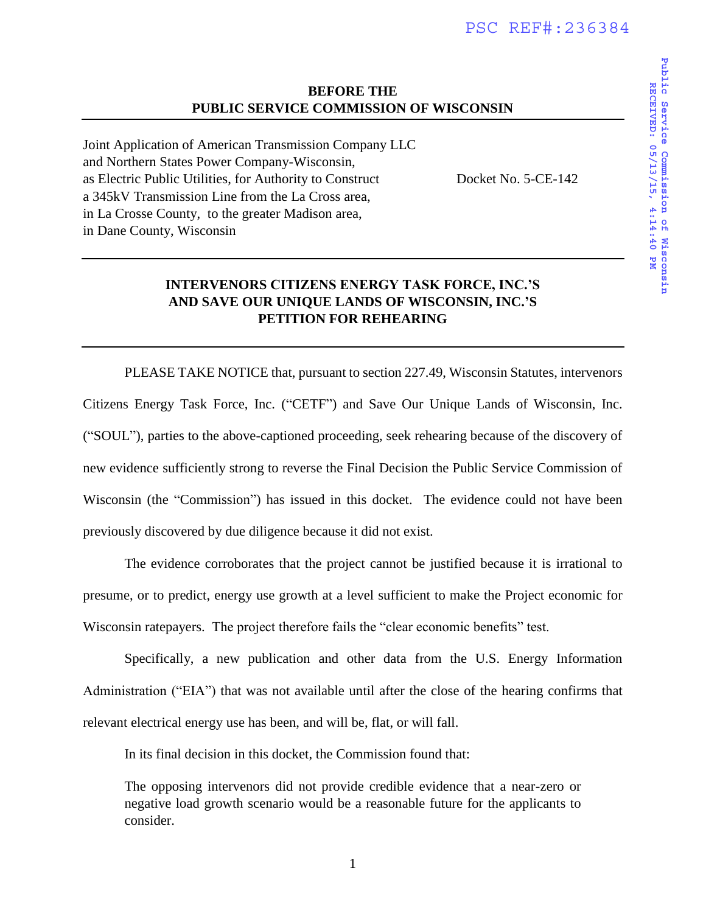PSC REF#:236384

Public Service Commission of Wisconsin
RECEIVED: 05/13/15, 4:14:40 PM

**BEFORE THE**
**PUBLIC SERVICE COMMISSION OF WISCONSIN**

Joint Application of American Transmission Company LLC and Northern States Power Company-Wisconsin, as Electric Public Utilities, for Authority to Construct a 345kV Transmission Line from the La Cross area, in La Crosse County, to the greater Madison area, in Dane County, Wisconsin

Docket No. 5-CE-142

**INTERVENORS CITIZENS ENERGY TASK FORCE, INC.'S AND SAVE OUR UNIQUE LANDS OF WISCONSIN, INC.'S PETITION FOR REHEARING**

PLEASE TAKE NOTICE that, pursuant to section 227.49, Wisconsin Statutes, intervenors Citizens Energy Task Force, Inc. ("CETF") and Save Our Unique Lands of Wisconsin, Inc. ("SOUL"), parties to the above-captioned proceeding, seek rehearing because of the discovery of new evidence sufficiently strong to reverse the Final Decision the Public Service Commission of Wisconsin (the "Commission") has issued in this docket. The evidence could not have been previously discovered by due diligence because it did not exist.

The evidence corroborates that the project cannot be justified because it is irrational to presume, or to predict, energy use growth at a level sufficient to make the Project economic for Wisconsin ratepayers. The project therefore fails the "clear economic benefits" test.

Specifically, a new publication and other data from the U.S. Energy Information Administration ("EIA") that was not available until after the close of the hearing confirms that relevant electrical energy use has been, and will be, flat, or will fall.

In its final decision in this docket, the Commission found that:

> The opposing intervenors did not provide credible evidence that a near-zero or negative load growth scenario would be a reasonable future for the applicants to consider.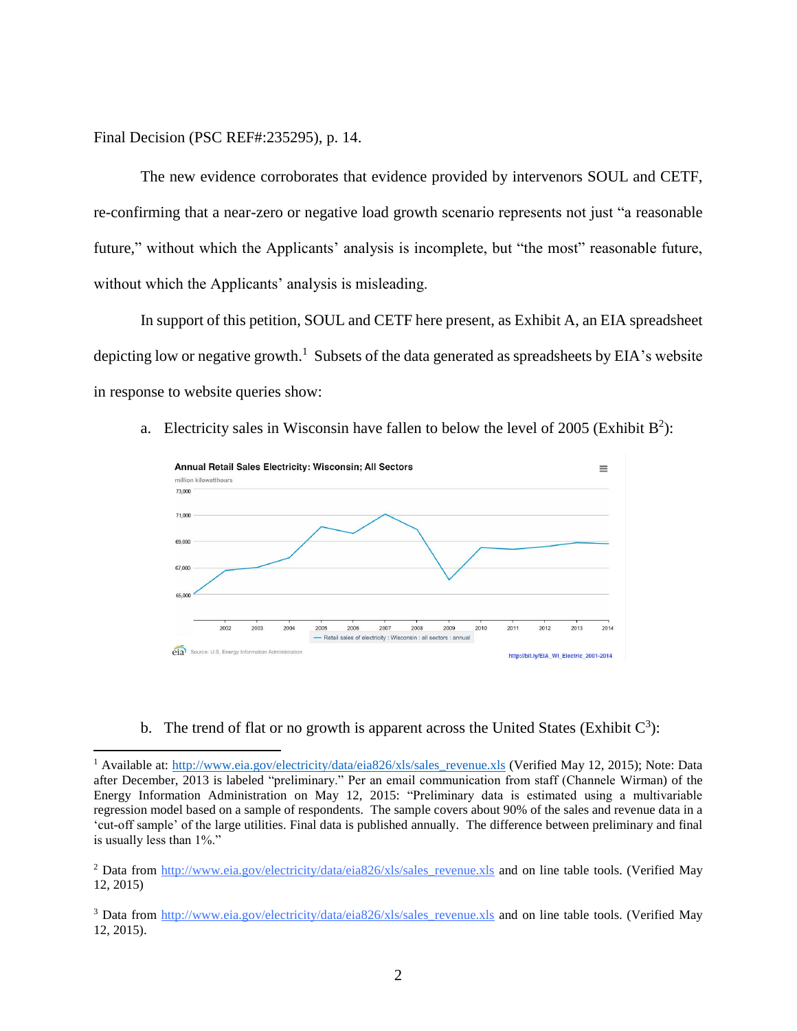Final Decision (PSC REF#:235295), p. 14.

The new evidence corroborates that evidence provided by intervenors SOUL and CETF, re-confirming that a near-zero or negative load growth scenario represents not just "a reasonable future," without which the Applicants' analysis is incomplete, but "the most" reasonable future, without which the Applicants' analysis is misleading.

In support of this petition, SOUL and CETF here present, as Exhibit A, an EIA spreadsheet depicting low or negative growth.[1] Subsets of the data generated as spreadsheets by EIA's website in response to website queries show:

a. Electricity sales in Wisconsin have fallen to below the level of 2005 (Exhibit B[2]):

b. The trend of flat or no growth is apparent across the United States (Exhibit C[3]):

---

[1] Available at: http://www.eia.gov/electricity/data/eia826/xls/sales_revenue.xls (Verified May 12, 2015); Note: Data after December, 2013 is labeled "preliminary." Per an email communication from staff (Channele Wirman) of the Energy Information Administration on May 12, 2015: "Preliminary data is estimated using a multivariable regression model based on a sample of respondents. The sample covers about 90% of the sales and revenue data in a 'cut-off sample' of the large utilities. Final data is published annually. The difference between preliminary and final is usually less than 1%."

[2] Data from http://www.eia.gov/electricity/data/eia826/xls/sales_revenue.xls and on line table tools. (Verified May 12, 2015)

[3] Data from http://www.eia.gov/electricity/data/eia826/xls/sales_revenue.xls and on line table tools. (Verified May 12, 2015).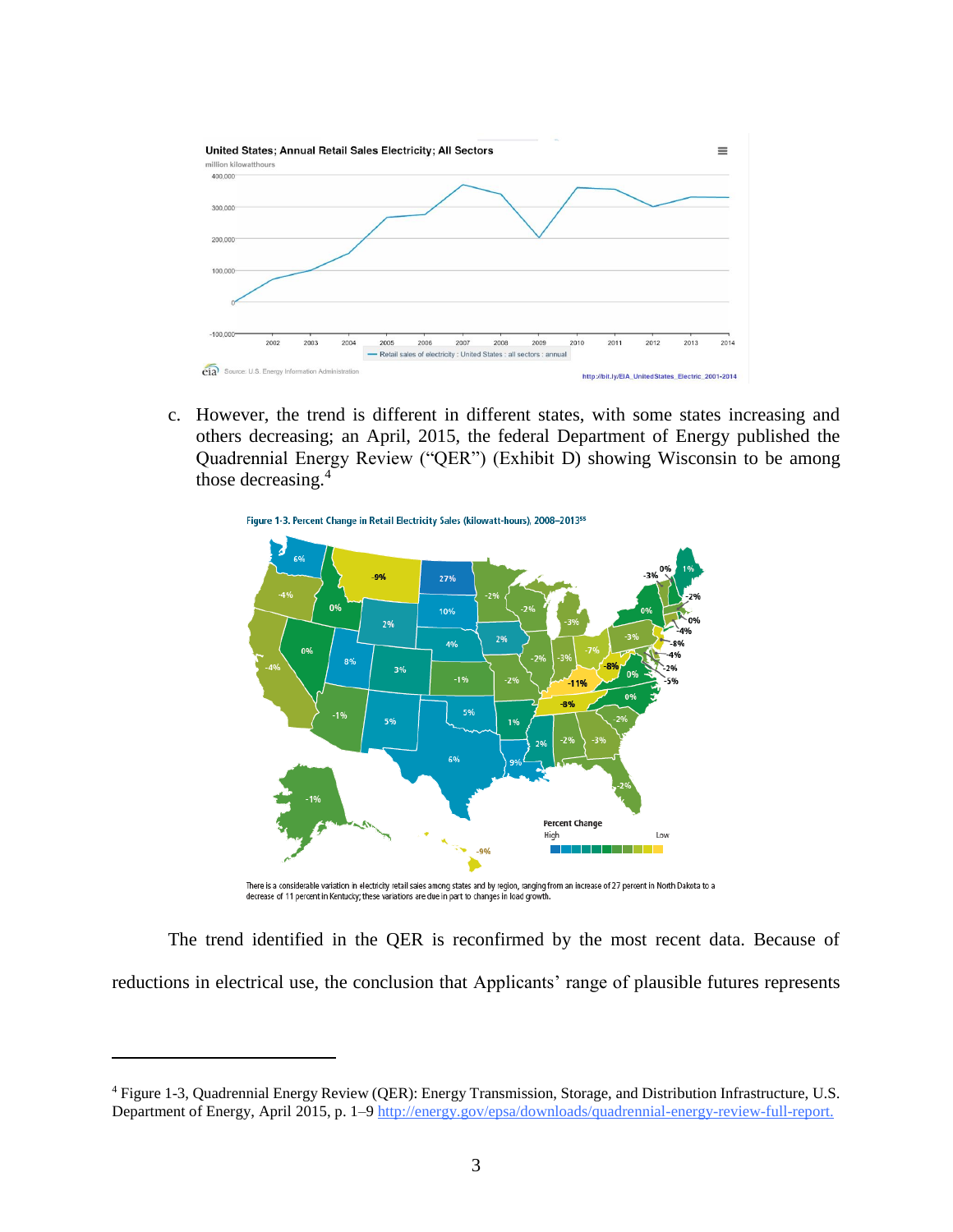United States; Annual Retail Sales Electricity; All Sectors

million kilowatthours

Source: U.S. Energy Information Administration

http://bit.ly/EIA_UnitedStates_Electric_2001-2014

c. However, the trend is different in different states, with some states increasing and others decreasing; an April, 2015, the federal Department of Energy published the Quadrennial Energy Review ("QER") (Exhibit D) showing Wisconsin to be among those decreasing.[4]

Figure 1-3. Percent Change in Retail Electricity Sales (kilowatt-hours), 2008–2013[55]

There is a considerable variation in electricity retail sales among states and by region, ranging from an increase of 27 percent in North Dakota to a decrease of 11 percent in Kentucky; these variations are due in part to changes in load growth.

The trend identified in the QER is reconfirmed by the most recent data. Because of reductions in electrical use, the conclusion that Applicants' range of plausible futures represents

[4] Figure 1-3, Quadrennial Energy Review (QER): Energy Transmission, Storage, and Distribution Infrastructure, U.S. Department of Energy, April 2015, p. 1–9 http://energy.gov/epsa/downloads/quadrennial-energy-review-full-report.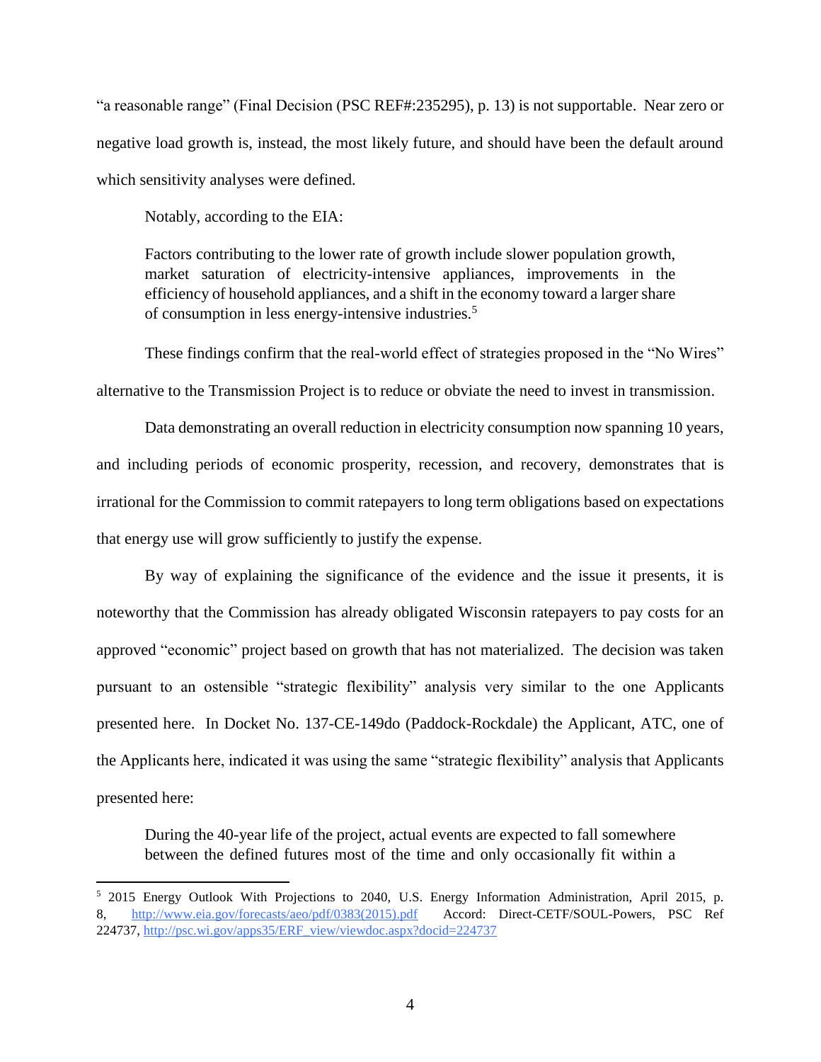"a reasonable range" (Final Decision (PSC REF#:235295), p. 13) is not supportable. Near zero or negative load growth is, instead, the most likely future, and should have been the default around which sensitivity analyses were defined.

Notably, according to the EIA:

> Factors contributing to the lower rate of growth include slower population growth, market saturation of electricity-intensive appliances, improvements in the efficiency of household appliances, and a shift in the economy toward a larger share of consumption in less energy-intensive industries.[5]

These findings confirm that the real-world effect of strategies proposed in the "No Wires" alternative to the Transmission Project is to reduce or obviate the need to invest in transmission.

Data demonstrating an overall reduction in electricity consumption now spanning 10 years, and including periods of economic prosperity, recession, and recovery, demonstrates that is irrational for the Commission to commit ratepayers to long term obligations based on expectations that energy use will grow sufficiently to justify the expense.

By way of explaining the significance of the evidence and the issue it presents, it is noteworthy that the Commission has already obligated Wisconsin ratepayers to pay costs for an approved "economic" project based on growth that has not materialized. The decision was taken pursuant to an ostensible "strategic flexibility" analysis very similar to the one Applicants presented here. In Docket No. 137-CE-149do (Paddock-Rockdale) the Applicant, ATC, one of the Applicants here, indicated it was using the same "strategic flexibility" analysis that Applicants presented here:

> During the 40-year life of the project, actual events are expected to fall somewhere between the defined futures most of the time and only occasionally fit within a

---

[5] 2015 Energy Outlook With Projections to 2040, U.S. Energy Information Administration, April 2015, p. 8, http://www.eia.gov/forecasts/aeo/pdf/0383(2015).pdf Accord: Direct-CETF/SOUL-Powers, PSC Ref 224737, http://psc.wi.gov/apps35/ERF_view/viewdoc.aspx?docid=224737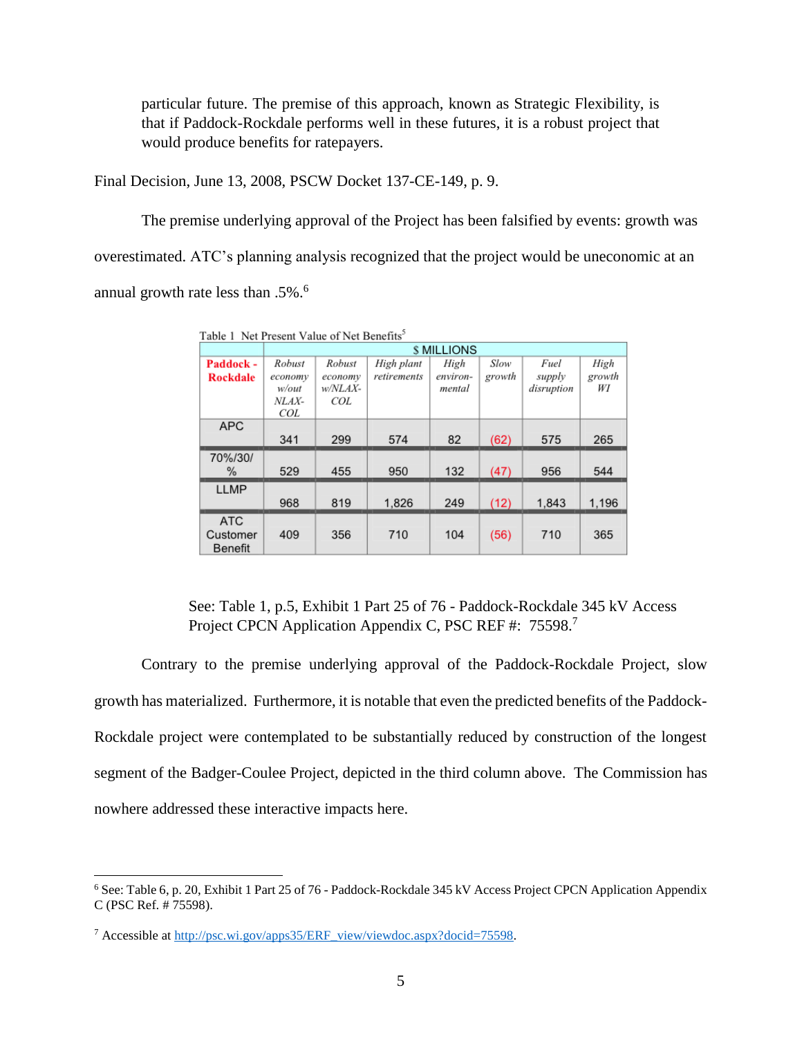particular future. The premise of this approach, known as Strategic Flexibility, is that if Paddock-Rockdale performs well in these futures, it is a robust project that would produce benefits for ratepayers.

Final Decision, June 13, 2008, PSCW Docket 137-CE-149, p. 9.

The premise underlying approval of the Project has been falsified by events: growth was overestimated. ATC's planning analysis recognized that the project would be uneconomic at an annual growth rate less than .5%.[6]

Table 1 Net Present Value of Net Benefits[5]

| | $ MILLIONS | | | | | | |
|---|---|---|---|---|---|---|---|
| **Paddock - Rockdale** | *Robust economy w/out NLAX-COL* | *Robust economy w/NLAX-COL* | *High plant retirements* | *High environ-mental* | *Slow growth* | *Fuel supply disruption* | *High growth WI* |
| APC | 341 | 299 | 574 | 82 | (62) | 575 | 265 |
| 70%/30/% | 529 | 455 | 950 | 132 | (47) | 956 | 544 |
| LLMP | 968 | 819 | 1,826 | 249 | (12) | 1,843 | 1,196 |
| ATC Customer Benefit | 409 | 356 | 710 | 104 | (56) | 710 | 365 |

See: Table 1, p.5, Exhibit 1 Part 25 of 76 - Paddock-Rockdale 345 kV Access Project CPCN Application Appendix C, PSC REF #: 75598.[7]

Contrary to the premise underlying approval of the Paddock-Rockdale Project, slow growth has materialized. Furthermore, it is notable that even the predicted benefits of the Paddock-Rockdale project were contemplated to be substantially reduced by construction of the longest segment of the Badger-Coulee Project, depicted in the third column above. The Commission has nowhere addressed these interactive impacts here.

---

[6] See: Table 6, p. 20, Exhibit 1 Part 25 of 76 - Paddock-Rockdale 345 kV Access Project CPCN Application Appendix C (PSC Ref. # 75598).

[7] Accessible at http://psc.wi.gov/apps35/ERF_view/viewdoc.aspx?docid=75598.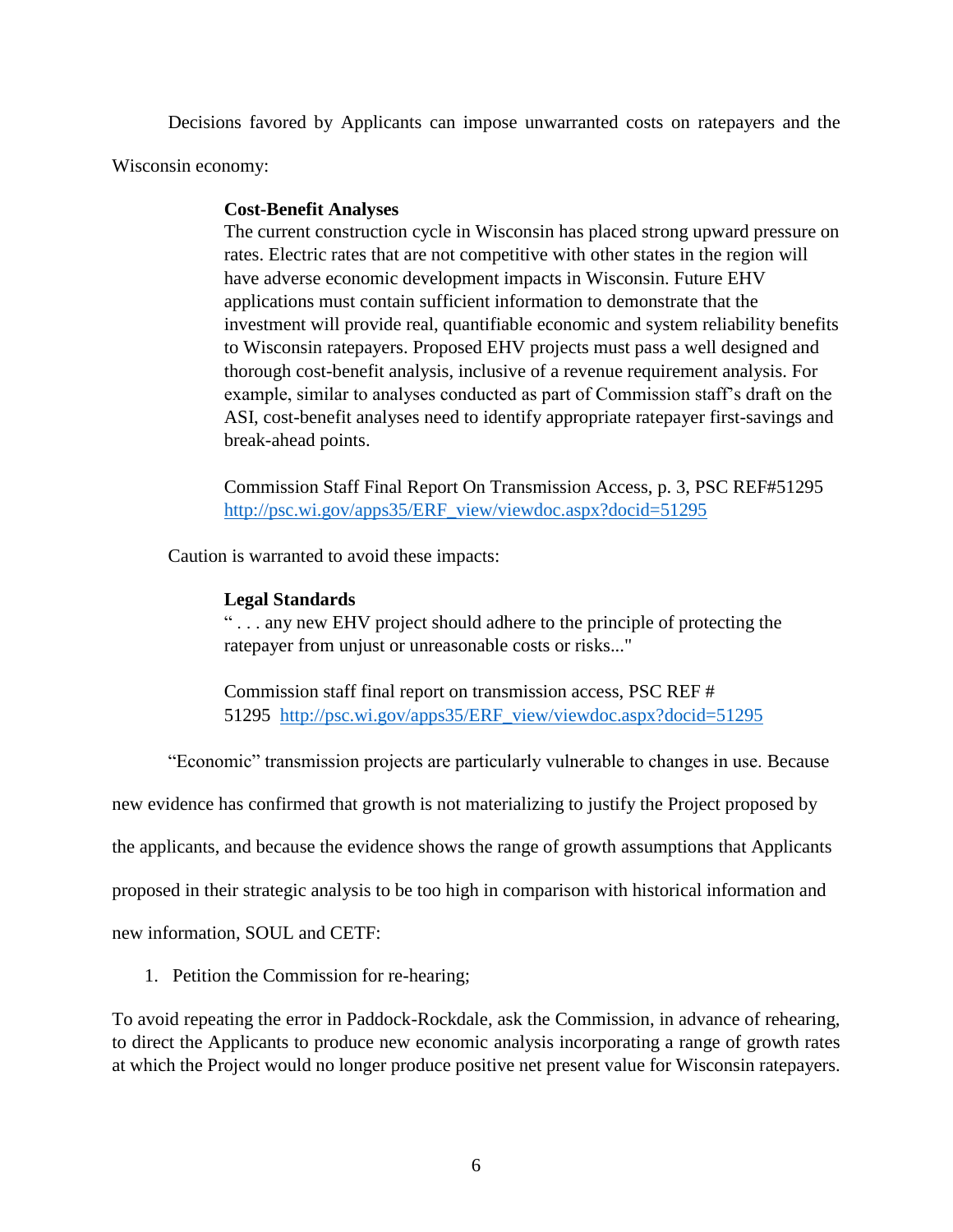Decisions favored by Applicants can impose unwarranted costs on ratepayers and the Wisconsin economy:

> **Cost-Benefit Analyses**
> The current construction cycle in Wisconsin has placed strong upward pressure on rates. Electric rates that are not competitive with other states in the region will have adverse economic development impacts in Wisconsin. Future EHV applications must contain sufficient information to demonstrate that the investment will provide real, quantifiable economic and system reliability benefits to Wisconsin ratepayers. Proposed EHV projects must pass a well designed and thorough cost-benefit analysis, inclusive of a revenue requirement analysis. For example, similar to analyses conducted as part of Commission staff's draft on the ASI, cost-benefit analyses need to identify appropriate ratepayer first-savings and break-ahead points.
>
> Commission Staff Final Report On Transmission Access, p. 3, PSC REF#51295 http://psc.wi.gov/apps35/ERF_view/viewdoc.aspx?docid=51295

Caution is warranted to avoid these impacts:

> **Legal Standards**
> " . . . any new EHV project should adhere to the principle of protecting the ratepayer from unjust or unreasonable costs or risks..."
>
> Commission staff final report on transmission access, PSC REF # 51295 http://psc.wi.gov/apps35/ERF_view/viewdoc.aspx?docid=51295

"Economic" transmission projects are particularly vulnerable to changes in use. Because new evidence has confirmed that growth is not materializing to justify the Project proposed by the applicants, and because the evidence shows the range of growth assumptions that Applicants proposed in their strategic analysis to be too high in comparison with historical information and new information, SOUL and CETF:

1. Petition the Commission for re-hearing;

To avoid repeating the error in Paddock-Rockdale, ask the Commission, in advance of rehearing, to direct the Applicants to produce new economic analysis incorporating a range of growth rates at which the Project would no longer produce positive net present value for Wisconsin ratepayers.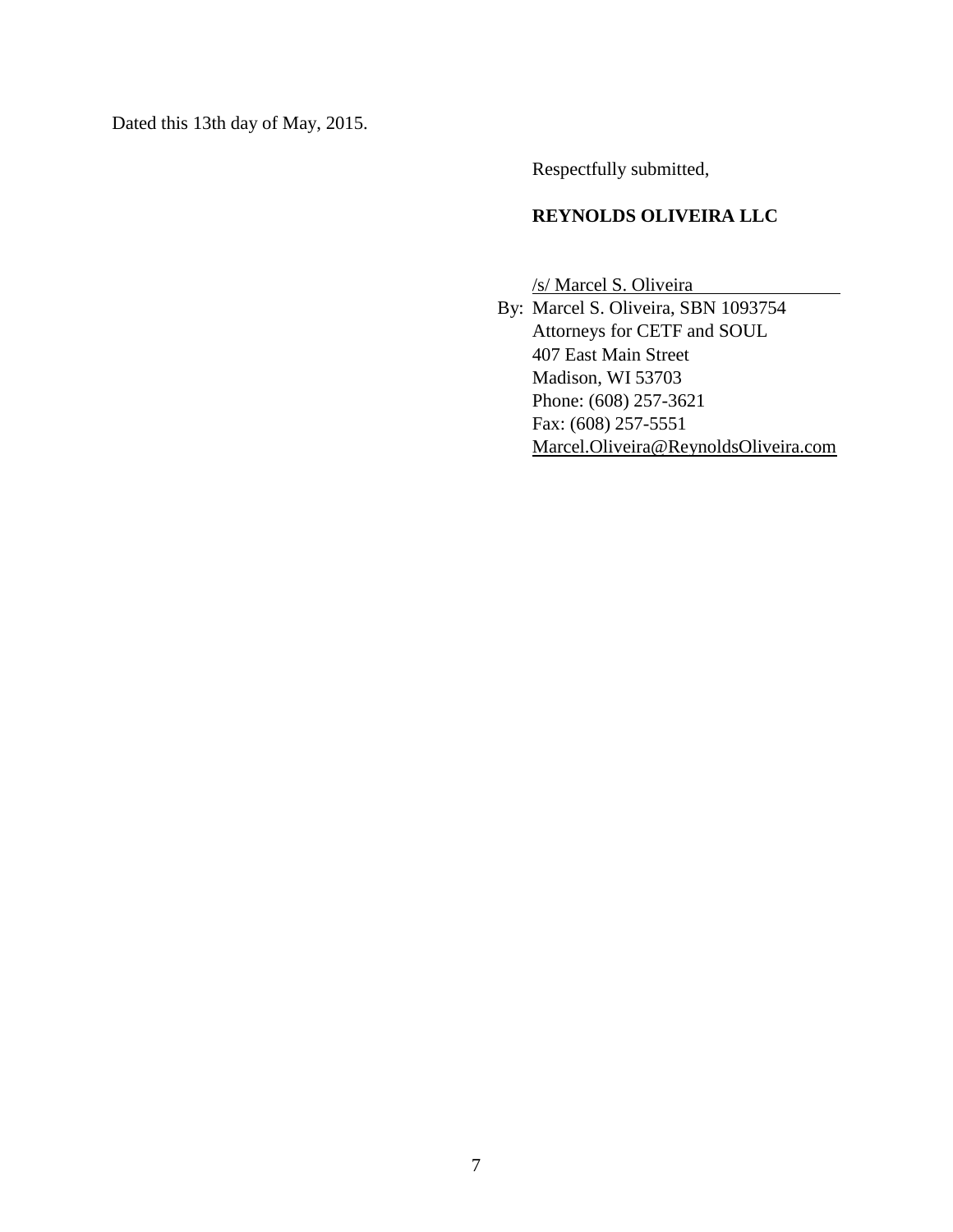Dated this 13th day of May, 2015.

Respectfully submitted,

**REYNOLDS OLIVEIRA LLC**

/s/ Marcel S. Oliveira

By: Marcel S. Oliveira, SBN 1093754
Attorneys for CETF and SOUL
407 East Main Street
Madison, WI 53703
Phone: (608) 257-3621
Fax: (608) 257-5551
Marcel.Oliveira@ReynoldsOliveira.com